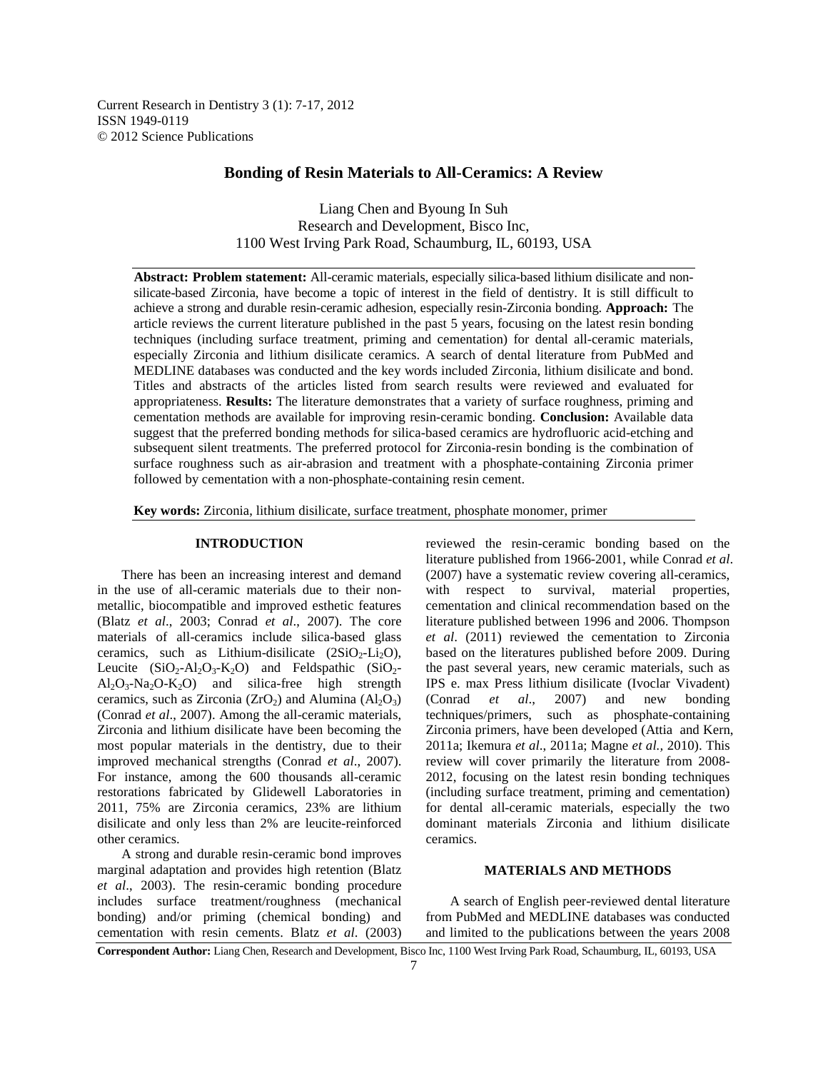# Bonding of Resin Materials to All-Ceramics: A Review

Liang Chen and Byoung In Suh
Research and Development, Bisco Inc,
1100 West Irving Park Road, Schaumburg, IL, 60193, USA

**Abstract: Problem statement:** All-ceramic materials, especially silica-based lithium disilicate and non-silicate-based Zirconia, have become a topic of interest in the field of dentistry. It is still difficult to achieve a strong and durable resin-ceramic adhesion, especially resin-Zirconia bonding. **Approach:** The article reviews the current literature published in the past 5 years, focusing on the latest resin bonding techniques (including surface treatment, priming and cementation) for dental all-ceramic materials, especially Zirconia and lithium disilicate ceramics. A search of dental literature from PubMed and MEDLINE databases was conducted and the key words included Zirconia, lithium disilicate and bond. Titles and abstracts of the articles listed from search results were reviewed and evaluated for appropriateness. **Results:** The literature demonstrates that a variety of surface roughness, priming and cementation methods are available for improving resin-ceramic bonding. **Conclusion:** Available data suggest that the preferred bonding methods for silica-based ceramics are hydrofluoric acid-etching and subsequent silent treatments. The preferred protocol for Zirconia-resin bonding is the combination of surface roughness such as air-abrasion and treatment with a phosphate-containing Zirconia primer followed by cementation with a non-phosphate-containing resin cement.

**Key words:** Zirconia, lithium disilicate, surface treatment, phosphate monomer, primer

## INTRODUCTION

There has been an increasing interest and demand in the use of all-ceramic materials due to their non-metallic, biocompatible and improved esthetic features (Blatz *et al*., 2003; Conrad *et al*., 2007). The core materials of all-ceramics include silica-based glass ceramics, such as Lithium-disilicate ($2SiO_2$-$Li_2O$), Leucite ($SiO_2$-$Al_2O_3$-$K_2O$) and Feldspathic ($SiO_2$-$Al_2O_3$-$Na_2O$-$K_2O$) and silica-free high strength ceramics, such as Zirconia ($ZrO_2$) and Alumina ($Al_2O_3$) (Conrad *et al*., 2007). Among the all-ceramic materials, Zirconia and lithium disilicate have been becoming the most popular materials in the dentistry, due to their improved mechanical strengths (Conrad *et al*., 2007). For instance, among the 600 thousands all-ceramic restorations fabricated by Glidewell Laboratories in 2011, 75% are Zirconia ceramics, 23% are lithium disilicate and only less than 2% are leucite-reinforced other ceramics.

A strong and durable resin-ceramic bond improves marginal adaptation and provides high retention (Blatz *et al*., 2003). The resin-ceramic bonding procedure includes surface treatment/roughness (mechanical bonding) and/or priming (chemical bonding) and cementation with resin cements. Blatz *et al*. (2003) reviewed the resin-ceramic bonding based on the literature published from 1966-2001, while Conrad *et al*. (2007) have a systematic review covering all-ceramics, with respect to survival, material properties, cementation and clinical recommendation based on the literature published between 1996 and 2006. Thompson *et al*. (2011) reviewed the cementation to Zirconia based on the literatures published before 2009. During the past several years, new ceramic materials, such as IPS e. max Press lithium disilicate (Ivoclar Vivadent) (Conrad *et al*., 2007) and new bonding techniques/primers, such as phosphate-containing Zirconia primers, have been developed (Attia and Kern, 2011a; Ikemura *et al*., 2011a; Magne *et al.,* 2010). This review will cover primarily the literature from 2008-2012, focusing on the latest resin bonding techniques (including surface treatment, priming and cementation) for dental all-ceramic materials, especially the two dominant materials Zirconia and lithium disilicate ceramics.

## MATERIALS AND METHODS

A search of English peer-reviewed dental literature from PubMed and MEDLINE databases was conducted and limited to the publications between the years 2008

**Correspondent Author:** Liang Chen, Research and Development, Bisco Inc, 1100 West Irving Park Road, Schaumburg, IL, 60193, USA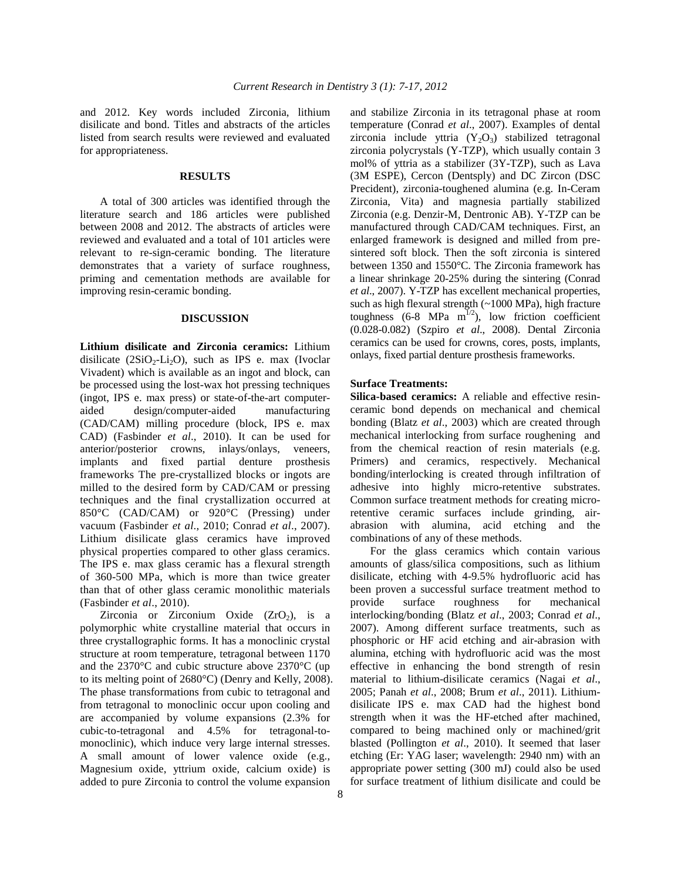and 2012. Key words included Zirconia, lithium disilicate and bond. Titles and abstracts of the articles listed from search results were reviewed and evaluated for appropriateness.

## RESULTS

A total of 300 articles was identified through the literature search and 186 articles were published between 2008 and 2012. The abstracts of articles were reviewed and evaluated and a total of 101 articles were relevant to re-sign-ceramic bonding. The literature demonstrates that a variety of surface roughness, priming and cementation methods are available for improving resin-ceramic bonding.

## DISCUSSION

**Lithium disilicate and Zirconia ceramics:** Lithium disilicate ($2SiO_2$-$Li_2O$), such as IPS e. max (Ivoclar Vivadent) which is available as an ingot and block, can be processed using the lost-wax hot pressing techniques (ingot, IPS e. max press) or state-of-the-art computer-aided design/computer-aided manufacturing (CAD/CAM) milling procedure (block, IPS e. max CAD) (Fasbinder *et al*., 2010). It can be used for anterior/posterior crowns, inlays/onlays, veneers, implants and fixed partial denture prosthesis frameworks The pre-crystallized blocks or ingots are milled to the desired form by CAD/CAM or pressing techniques and the final crystallization occurred at 850°C (CAD/CAM) or 920°C (Pressing) under vacuum (Fasbinder *et al*., 2010; Conrad *et al*., 2007). Lithium disilicate glass ceramics have improved physical properties compared to other glass ceramics. The IPS e. max glass ceramic has a flexural strength of 360-500 MPa, which is more than twice greater than that of other glass ceramic monolithic materials (Fasbinder *et al*., 2010).

Zirconia or Zirconium Oxide ($ZrO_2$), is a polymorphic white crystalline material that occurs in three crystallographic forms. It has a monoclinic crystal structure at room temperature, tetragonal between 1170 and the 2370°C and cubic structure above 2370°C (up to its melting point of 2680°C) (Denry and Kelly, 2008). The phase transformations from cubic to tetragonal and from tetragonal to monoclinic occur upon cooling and are accompanied by volume expansions (2.3% for cubic-to-tetragonal and 4.5% for tetragonal-to-monoclinic), which induce very large internal stresses. A small amount of lower valence oxide (e.g., Magnesium oxide, yttrium oxide, calcium oxide) is added to pure Zirconia to control the volume expansion and stabilize Zirconia in its tetragonal phase at room temperature (Conrad *et al*., 2007). Examples of dental zirconia include yttria ($Y_2O_3$) stabilized tetragonal zirconia polycrystals (Y-TZP), which usually contain 3 mol% of yttria as a stabilizer (3Y-TZP), such as Lava (3M ESPE), Cercon (Dentsply) and DC Zircon (DSC Precident), zirconia-toughened alumina (e.g. In-Ceram Zirconia, Vita) and magnesia partially stabilized Zirconia (e.g. Denzir-M, Dentronic AB). Y-TZP can be manufactured through CAD/CAM techniques. First, an enlarged framework is designed and milled from pre-sintered soft block. Then the soft zirconia is sintered between 1350 and 1550°C. The Zirconia framework has a linear shrinkage 20-25% during the sintering (Conrad *et al*., 2007). Y-TZP has excellent mechanical properties, such as high flexural strength (~1000 MPa), high fracture toughness (6-8 MPa $m^{1/2}$), low friction coefficient (0.028-0.082) (Szpiro *et al*., 2008). Dental Zirconia ceramics can be used for crowns, cores, posts, implants, onlays, fixed partial denture prosthesis frameworks.

### Surface Treatments:

**Silica-based ceramics:** A reliable and effective resin-ceramic bond depends on mechanical and chemical bonding (Blatz *et al*., 2003) which are created through mechanical interlocking from surface roughening and from the chemical reaction of resin materials (e.g. Primers) and ceramics, respectively. Mechanical bonding/interlocking is created through infiltration of adhesive into highly micro-retentive substrates. Common surface treatment methods for creating micro-retentive ceramic surfaces include grinding, air-abrasion with alumina, acid etching and the combinations of any of these methods.

For the glass ceramics which contain various amounts of glass/silica compositions, such as lithium disilicate, etching with 4-9.5% hydrofluoric acid has been proven a successful surface treatment method to provide surface roughness for mechanical interlocking/bonding (Blatz *et al*., 2003; Conrad *et al*., 2007). Among different surface treatments, such as phosphoric or HF acid etching and air-abrasion with alumina, etching with hydrofluoric acid was the most effective in enhancing the bond strength of resin material to lithium-disilicate ceramics (Nagai *et al*., 2005; Panah *et al*., 2008; Brum *et al*., 2011). Lithium-disilicate IPS e. max CAD had the highest bond strength when it was the HF-etched after machined, compared to being machined only or machined/grit blasted (Pollington *et al*., 2010). It seemed that laser etching (Er: YAG laser; wavelength: 2940 nm) with an appropriate power setting (300 mJ) could also be used for surface treatment of lithium disilicate and could be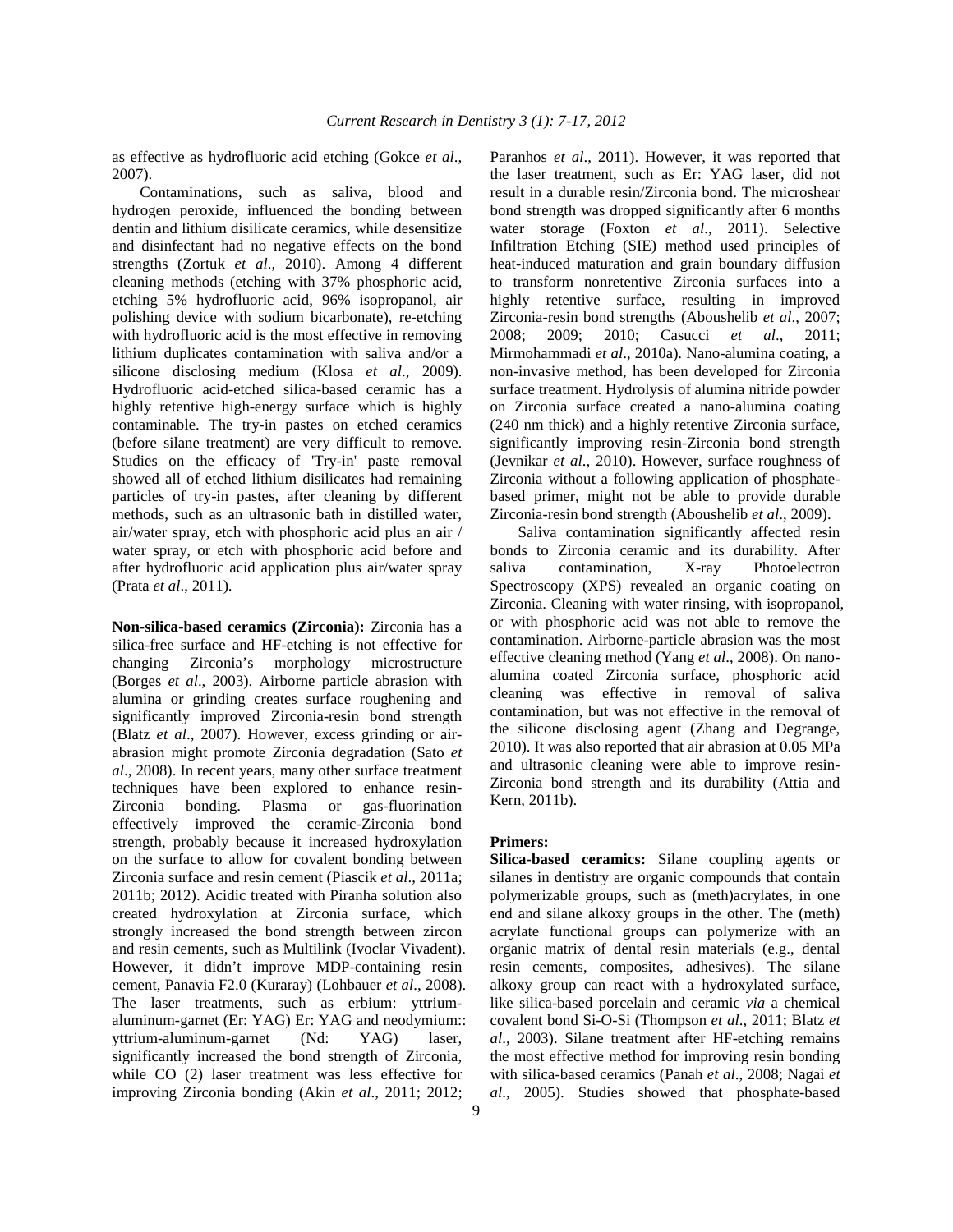as effective as hydrofluoric acid etching (Gokce *et al*., 2007).

Contaminations, such as saliva, blood and hydrogen peroxide, influenced the bonding between dentin and lithium disilicate ceramics, while desensitize and disinfectant had no negative effects on the bond strengths (Zortuk *et al*., 2010). Among 4 different cleaning methods (etching with 37% phosphoric acid, etching 5% hydrofluoric acid, 96% isopropanol, air polishing device with sodium bicarbonate), re-etching with hydrofluoric acid is the most effective in removing lithium duplicates contamination with saliva and/or a silicone disclosing medium (Klosa *et al*., 2009). Hydrofluoric acid-etched silica-based ceramic has a highly retentive high-energy surface which is highly contaminable. The try-in pastes on etched ceramics (before silane treatment) are very difficult to remove. Studies on the efficacy of 'Try-in' paste removal showed all of etched lithium disilicates had remaining particles of try-in pastes, after cleaning by different methods, such as an ultrasonic bath in distilled water, air/water spray, etch with phosphoric acid plus an air / water spray, or etch with phosphoric acid before and after hydrofluoric acid application plus air/water spray (Prata *et al*., 2011).

**Non-silica-based ceramics (Zirconia):** Zirconia has a silica-free surface and HF-etching is not effective for changing Zirconia's morphology microstructure (Borges *et al*., 2003). Airborne particle abrasion with alumina or grinding creates surface roughening and significantly improved Zirconia-resin bond strength (Blatz *et al*., 2007). However, excess grinding or air-abrasion might promote Zirconia degradation (Sato *et al*., 2008). In recent years, many other surface treatment techniques have been explored to enhance resin-Zirconia bonding. Plasma or gas-fluorination effectively improved the ceramic-Zirconia bond strength, probably because it increased hydroxylation on the surface to allow for covalent bonding between Zirconia surface and resin cement (Piascik *et al*., 2011a; 2011b; 2012). Acidic treated with Piranha solution also created hydroxylation at Zirconia surface, which strongly increased the bond strength between zircon and resin cements, such as Multilink (Ivoclar Vivadent). However, it didn't improve MDP-containing resin cement, Panavia F2.0 (Kuraray) (Lohbauer *et al*., 2008). The laser treatments, such as erbium: yttrium-aluminum-garnet (Er: YAG) Er: YAG and neodymium:: yttrium-aluminum-garnet (Nd: YAG) laser, significantly increased the bond strength of Zirconia, while CO (2) laser treatment was less effective for improving Zirconia bonding (Akin *et al*., 2011; 2012; Paranhos *et al*., 2011). However, it was reported that the laser treatment, such as Er: YAG laser, did not result in a durable resin/Zirconia bond. The microshear bond strength was dropped significantly after 6 months water storage (Foxton *et al*., 2011). Selective Infiltration Etching (SIE) method used principles of heat-induced maturation and grain boundary diffusion to transform nonretentive Zirconia surfaces into a highly retentive surface, resulting in improved Zirconia-resin bond strengths (Aboushelib *et al*., 2007; 2008; 2009; 2010; Casucci *et al*., 2011; Mirmohammadi *et al*., 2010a). Nano-alumina coating, a non-invasive method, has been developed for Zirconia surface treatment. Hydrolysis of alumina nitride powder on Zirconia surface created a nano-alumina coating (240 nm thick) and a highly retentive Zirconia surface, significantly improving resin-Zirconia bond strength (Jevnikar *et al*., 2010). However, surface roughness of Zirconia without a following application of phosphate-based primer, might not be able to provide durable Zirconia-resin bond strength (Aboushelib *et al*., 2009).

Saliva contamination significantly affected resin bonds to Zirconia ceramic and its durability. After saliva contamination, X-ray Photoelectron Spectroscopy (XPS) revealed an organic coating on Zirconia. Cleaning with water rinsing, with isopropanol, or with phosphoric acid was not able to remove the contamination. Airborne-particle abrasion was the most effective cleaning method (Yang *et al*., 2008). On nano-alumina coated Zirconia surface, phosphoric acid cleaning was effective in removal of saliva contamination, but was not effective in the removal of the silicone disclosing agent (Zhang and Degrange, 2010). It was also reported that air abrasion at 0.05 MPa and ultrasonic cleaning were able to improve resin-Zirconia bond strength and its durability (Attia and Kern, 2011b).

## Primers:

**Silica-based ceramics:** Silane coupling agents or silanes in dentistry are organic compounds that contain polymerizable groups, such as (meth)acrylates, in one end and silane alkoxy groups in the other. The (meth) acrylate functional groups can polymerize with an organic matrix of dental resin materials (e.g., dental resin cements, composites, adhesives). The silane alkoxy group can react with a hydroxylated surface, like silica-based porcelain and ceramic *via* a chemical covalent bond Si-O-Si (Thompson *et al*., 2011; Blatz *et al*., 2003). Silane treatment after HF-etching remains the most effective method for improving resin bonding with silica-based ceramics (Panah *et al*., 2008; Nagai *et al*., 2005). Studies showed that phosphate-based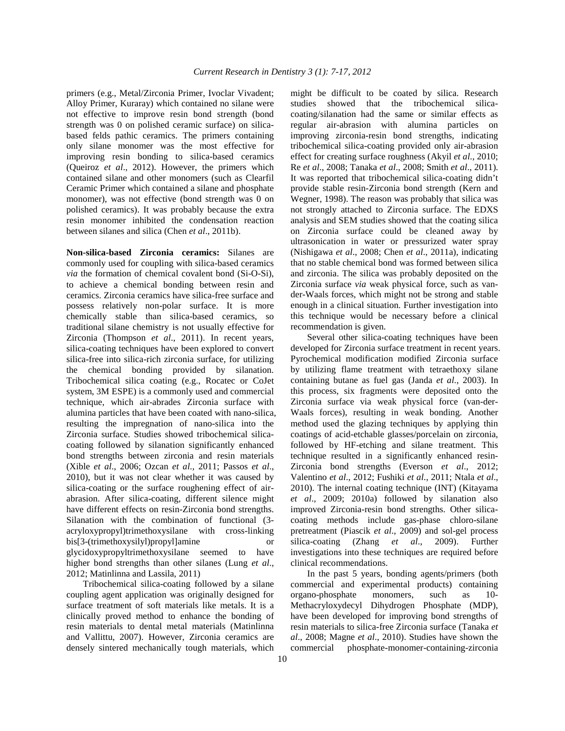primers (e.g., Metal/Zirconia Primer, Ivoclar Vivadent; Alloy Primer, Kuraray) which contained no silane were not effective to improve resin bond strength (bond strength was 0 on polished ceramic surface) on silica-based felds pathic ceramics. The primers containing only silane monomer was the most effective for improving resin bonding to silica-based ceramics (Queiroz *et al*., 2012). However, the primers which contained silane and other monomers (such as Clearfil Ceramic Primer which contained a silane and phosphate monomer), was not effective (bond strength was 0 on polished ceramics). It was probably because the extra resin monomer inhibited the condensation reaction between silanes and silica (Chen *et al*., 2011b).

**Non-silica-based Zirconia ceramics:** Silanes are commonly used for coupling with silica-based ceramics *via* the formation of chemical covalent bond (Si-O-Si), to achieve a chemical bonding between resin and ceramics. Zirconia ceramics have silica-free surface and possess relatively non-polar surface. It is more chemically stable than silica-based ceramics, so traditional silane chemistry is not usually effective for Zirconia (Thompson *et al*., 2011). In recent years, silica-coating techniques have been explored to convert silica-free into silica-rich zirconia surface, for utilizing the chemical bonding provided by silanation. Tribochemical silica coating (e.g., Rocatec or CoJet system, 3M ESPE) is a commonly used and commercial technique, which air-abrades Zirconia surface with alumina particles that have been coated with nano-silica, resulting the impregnation of nano-silica into the Zirconia surface. Studies showed tribochemical silica-coating followed by silanation significantly enhanced bond strengths between zirconia and resin materials (Xible *et al*., 2006; Ozcan *et al*., 2011; Passos *et al*., 2010), but it was not clear whether it was caused by silica-coating or the surface roughening effect of air-abrasion. After silica-coating, different silence might have different effects on resin-Zirconia bond strengths. Silanation with the combination of functional (3-acryloxypropyl)trimethoxysilane with cross-linking bis[3-(trimethoxysilyl)propyl]amine or glycidoxypropyltrimethoxysilane seemed to have higher bond strengths than other silanes (Lung *et al*., 2012; Matinlinna and Lassila, 2011)

Tribochemical silica-coating followed by a silane coupling agent application was originally designed for surface treatment of soft materials like metals. It is a clinically proved method to enhance the bonding of resin materials to dental metal materials (Matinlinna and Vallittu, 2007). However, Zirconia ceramics are densely sintered mechanically tough materials, which might be difficult to be coated by silica. Research studies showed that the tribochemical silica-coating/silanation had the same or similar effects as regular air-abrasion with alumina particles on improving zirconia-resin bond strengths, indicating tribochemical silica-coating provided only air-abrasion effect for creating surface roughness (Akyil *et al*., 2010; Re *et al*., 2008; Tanaka *et al*., 2008; Smith *et al*., 2011). It was reported that tribochemical silica-coating didn't provide stable resin-Zirconia bond strength (Kern and Wegner, 1998). The reason was probably that silica was not strongly attached to Zirconia surface. The EDXS analysis and SEM studies showed that the coating silica on Zirconia surface could be cleaned away by ultrasonication in water or pressurized water spray (Nishigawa *et al*., 2008; Chen *et al*., 2011a), indicating that no stable chemical bond was formed between silica and zirconia. The silica was probably deposited on the Zirconia surface *via* weak physical force, such as van-der-Waals forces, which might not be strong and stable enough in a clinical situation. Further investigation into this technique would be necessary before a clinical recommendation is given.

Several other silica-coating techniques have been developed for Zirconia surface treatment in recent years. Pyrochemical modification modified Zirconia surface by utilizing flame treatment with tetraethoxy silane containing butane as fuel gas (Janda *et al*., 2003). In this process, six fragments were deposited onto the Zirconia surface via weak physical force (van-der-Waals forces), resulting in weak bonding. Another method used the glazing techniques by applying thin coatings of acid-etchable glasses/porcelain on zirconia, followed by HF-etching and silane treatment. This technique resulted in a significantly enhanced resin-Zirconia bond strengths (Everson *et al*., 2012; Valentino *et al*., 2012; Fushiki *et al*., 2011; Ntala *et al*., 2010). The internal coating technique (INT) (Kitayama *et al*., 2009; 2010a) followed by silanation also improved Zirconia-resin bond strengths. Other silica-coating methods include gas-phase chloro-silane pretreatment (Piascik *et al*., 2009) and sol-gel process silica-coating (Zhang *et al*., 2009). Further investigations into these techniques are required before clinical recommendations.

In the past 5 years, bonding agents/primers (both commercial and experimental products) containing organo-phosphate monomers, such as 10-Methacryloxydecyl Dihydrogen Phosphate (MDP), have been developed for improving bond strengths of resin materials to silica-free Zirconia surface (Tanaka *et al*., 2008; Magne *et al*., 2010). Studies have shown the commercial phosphate-monomer-containing-zirconia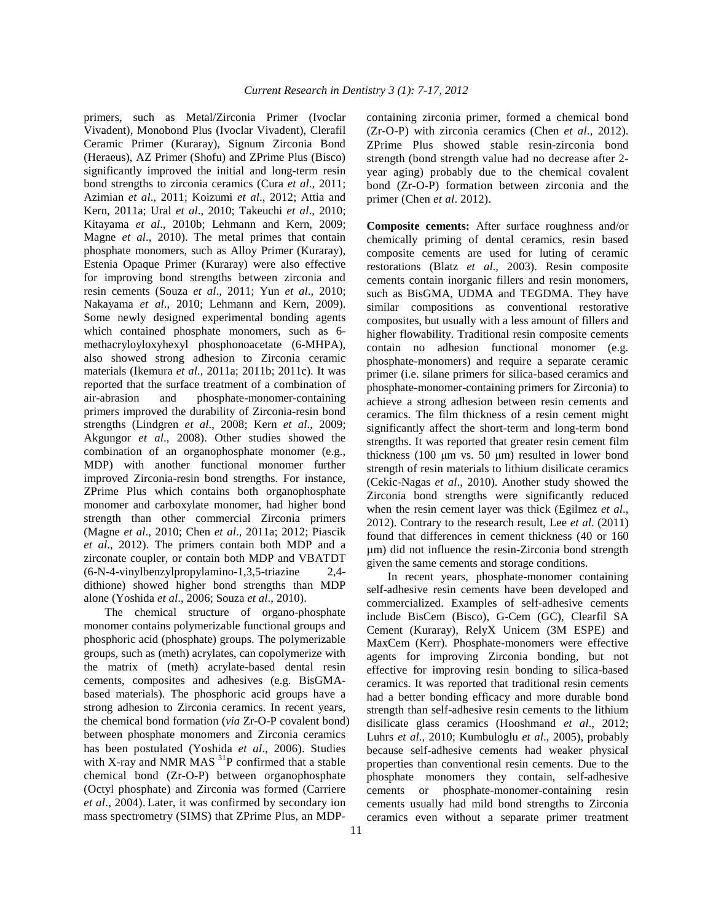primers, such as Metal/Zirconia Primer (Ivoclar Vivadent), Monobond Plus (Ivoclar Vivadent), Clerafil Ceramic Primer (Kuraray), Signum Zirconia Bond (Heraeus), AZ Primer (Shofu) and ZPrime Plus (Bisco) significantly improved the initial and long-term resin bond strengths to zirconia ceramics (Cura *et al*., 2011; Azimian *et al*., 2011; Koizumi *et al*., 2012; Attia and Kern, 2011a; Ural *et al*., 2010; Takeuchi *et al*., 2010; Kitayama *et al*., 2010b; Lehmann and Kern, 2009; Magne *et al*., 2010). The metal primes that contain phosphate monomers, such as Alloy Primer (Kuraray), Estenia Opaque Primer (Kuraray) were also effective for improving bond strengths between zirconia and resin cements (Souza *et al*., 2011; Yun *et al*., 2010; Nakayama *et al*., 2010; Lehmann and Kern, 2009). Some newly designed experimental bonding agents which contained phosphate monomers, such as 6-methacryloyloxyhexyl phosphonoacetate (6-MHPA), also showed strong adhesion to Zirconia ceramic materials (Ikemura *et al*., 2011a; 2011b; 2011c). It was reported that the surface treatment of a combination of air-abrasion and phosphate-monomer-containing primers improved the durability of Zirconia-resin bond strengths (Lindgren *et al*., 2008; Kern *et al*., 2009; Akgungor *et al*., 2008). Other studies showed the combination of an organophosphate monomer (e.g., MDP) with another functional monomer further improved Zirconia-resin bond strengths. For instance, ZPrime Plus which contains both organophosphate monomer and carboxylate monomer, had higher bond strength than other commercial Zirconia primers (Magne *et al*., 2010; Chen *et al*., 2011a; 2012; Piascik *et al*., 2012). The primers contain both MDP and a zirconate coupler, or contain both MDP and VBATDT (6-N-4-vinylbenzylpropylamino-1,3,5-triazine 2,4-dithione) showed higher bond strengths than MDP alone (Yoshida *et al*., 2006; Souza *et al*., 2010).

The chemical structure of organo-phosphate monomer contains polymerizable functional groups and phosphoric acid (phosphate) groups. The polymerizable groups, such as (meth) acrylates, can copolymerize with the matrix of (meth) acrylate-based dental resin cements, composites and adhesives (e.g. BisGMA-based materials). The phosphoric acid groups have a strong adhesion to Zirconia ceramics. In recent years, the chemical bond formation (*via* Zr-O-P covalent bond) between phosphate monomers and Zirconia ceramics has been postulated (Yoshida *et al*., 2006). Studies with X-ray and NMR MAS $^{31}P$ confirmed that a stable chemical bond (Zr-O-P) between organophosphate (Octyl phosphate) and Zirconia was formed (Carriere *et al*., 2004). Later, it was confirmed by secondary ion mass spectrometry (SIMS) that ZPrime Plus, an MDP-containing zirconia primer, formed a chemical bond (Zr-O-P) with zirconia ceramics (Chen *et al*., 2012). ZPrime Plus showed stable resin-zirconia bond strength (bond strength value had no decrease after 2-year aging) probably due to the chemical covalent bond (Zr-O-P) formation between zirconia and the primer (Chen *et al*. 2012).

**Composite cements:** After surface roughness and/or chemically priming of dental ceramics, resin based composite cements are used for luting of ceramic restorations (Blatz *et al*., 2003). Resin composite cements contain inorganic fillers and resin monomers, such as BisGMA, UDMA and TEGDMA. They have similar compositions as conventional restorative composites, but usually with a less amount of fillers and higher flowability. Traditional resin composite cements contain no adhesion functional monomer (e.g. phosphate-monomers) and require a separate ceramic primer (i.e. silane primers for silica-based ceramics and phosphate-monomer-containing primers for Zirconia) to achieve a strong adhesion between resin cements and ceramics. The film thickness of a resin cement might significantly affect the short-term and long-term bond strengths. It was reported that greater resin cement film thickness (100 μm vs. 50 μm) resulted in lower bond strength of resin materials to lithium disilicate ceramics (Cekic-Nagas *et al*., 2010). Another study showed the Zirconia bond strengths were significantly reduced when the resin cement layer was thick (Egilmez *et al*., 2012). Contrary to the research result, Lee *et al*. (2011) found that differences in cement thickness (40 or 160 μm) did not influence the resin-Zirconia bond strength given the same cements and storage conditions.

In recent years, phosphate-monomer containing self-adhesive resin cements have been developed and commercialized. Examples of self-adhesive cements include BisCem (Bisco), G-Cem (GC), Clearfil SA Cement (Kuraray), RelyX Unicem (3M ESPE) and MaxCem (Kerr). Phosphate-monomers were effective agents for improving Zirconia bonding, but not effective for improving resin bonding to silica-based ceramics. It was reported that traditional resin cements had a better bonding efficacy and more durable bond strength than self-adhesive resin cements to the lithium disilicate glass ceramics (Hooshmand *et al*., 2012; Luhrs *et al*., 2010; Kumbuloglu *et al*., 2005), probably because self-adhesive cements had weaker physical properties than conventional resin cements. Due to the phosphate monomers they contain, self-adhesive cements or phosphate-monomer-containing resin cements usually had mild bond strengths to Zirconia ceramics even without a separate primer treatment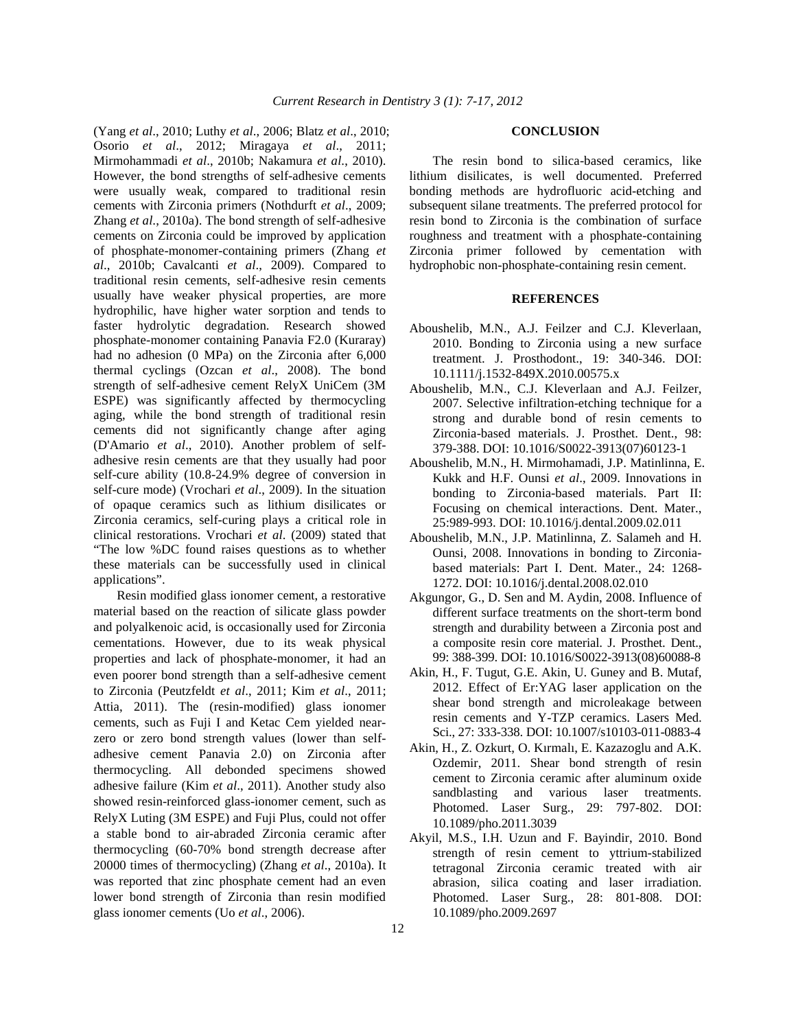(Yang *et al*., 2010; Luthy *et al*., 2006; Blatz *et al*., 2010; Osorio *et al*., 2012; Miragaya *et al*., 2011; Mirmohammadi *et al*., 2010b; Nakamura *et al*., 2010). However, the bond strengths of self-adhesive cements were usually weak, compared to traditional resin cements with Zirconia primers (Nothdurft *et al*., 2009; Zhang *et al*., 2010a). The bond strength of self-adhesive cements on Zirconia could be improved by application of phosphate-monomer-containing primers (Zhang *et al*., 2010b; Cavalcanti *et al*., 2009). Compared to traditional resin cements, self-adhesive resin cements usually have weaker physical properties, are more hydrophilic, have higher water sorption and tends to faster hydrolytic degradation. Research showed phosphate-monomer containing Panavia F2.0 (Kuraray) had no adhesion (0 MPa) on the Zirconia after 6,000 thermal cyclings (Ozcan *et al*., 2008). The bond strength of self-adhesive cement RelyX UniCem (3M ESPE) was significantly affected by thermocycling aging, while the bond strength of traditional resin cements did not significantly change after aging (D'Amario *et al*., 2010). Another problem of self-adhesive resin cements are that they usually had poor self-cure ability (10.8-24.9% degree of conversion in self-cure mode) (Vrochari *et al*., 2009). In the situation of opaque ceramics such as lithium disilicates or Zirconia ceramics, self-curing plays a critical role in clinical restorations. Vrochari *et al*. (2009) stated that "The low %DC found raises questions as to whether these materials can be successfully used in clinical applications".

Resin modified glass ionomer cement, a restorative material based on the reaction of silicate glass powder and polyalkenoic acid, is occasionally used for Zirconia cementations. However, due to its weak physical properties and lack of phosphate-monomer, it had an even poorer bond strength than a self-adhesive cement to Zirconia (Peutzfeldt *et al*., 2011; Kim *et al*., 2011; Attia, 2011). The (resin-modified) glass ionomer cements, such as Fuji I and Ketac Cem yielded near-zero or zero bond strength values (lower than self-adhesive cement Panavia 2.0) on Zirconia after thermocycling. All debonded specimens showed adhesive failure (Kim *et al*., 2011). Another study also showed resin-reinforced glass-ionomer cement, such as RelyX Luting (3M ESPE) and Fuji Plus, could not offer a stable bond to air-abraded Zirconia ceramic after thermocycling (60-70% bond strength decrease after 20000 times of thermocycling) (Zhang *et al*., 2010a). It was reported that zinc phosphate cement had an even lower bond strength of Zirconia than resin modified glass ionomer cements (Uo *et al*., 2006).

## CONCLUSION

The resin bond to silica-based ceramics, like lithium disilicates, is well documented. Preferred bonding methods are hydrofluoric acid-etching and subsequent silane treatments. The preferred protocol for resin bond to Zirconia is the combination of surface roughness and treatment with a phosphate-containing Zirconia primer followed by cementation with hydrophobic non-phosphate-containing resin cement.

## REFERENCES

Aboushelib, M.N., A.J. Feilzer and C.J. Kleverlaan, 2010. Bonding to Zirconia using a new surface treatment. J. Prosthodont., 19: 340-346. DOI: 10.1111/j.1532-849X.2010.00575.x

Aboushelib, M.N., C.J. Kleverlaan and A.J. Feilzer, 2007. Selective infiltration-etching technique for a strong and durable bond of resin cements to Zirconia-based materials. J. Prosthet. Dent., 98: 379-388. DOI: 10.1016/S0022-3913(07)60123-1

Aboushelib, M.N., H. Mirmohamadi, J.P. Matinlinna, E. Kukk and H.F. Ounsi *et al*., 2009. Innovations in bonding to Zirconia-based materials. Part II: Focusing on chemical interactions. Dent. Mater., 25:989-993. DOI: 10.1016/j.dental.2009.02.011

Aboushelib, M.N., J.P. Matinlinna, Z. Salameh and H. Ounsi, 2008. Innovations in bonding to Zirconia-based materials: Part I. Dent. Mater., 24: 1268-1272. DOI: 10.1016/j.dental.2008.02.010

Akgungor, G., D. Sen and M. Aydin, 2008. Influence of different surface treatments on the short-term bond strength and durability between a Zirconia post and a composite resin core material. J. Prosthet. Dent., 99: 388-399. DOI: 10.1016/S0022-3913(08)60088-8

Akin, H., F. Tugut, G.E. Akin, U. Guney and B. Mutaf, 2012. Effect of Er:YAG laser application on the shear bond strength and microleakage between resin cements and Y-TZP ceramics. Lasers Med. Sci., 27: 333-338. DOI: 10.1007/s10103-011-0883-4

Akin, H., Z. Ozkurt, O. Kırmalı, E. Kazazoglu and A.K. Ozdemir, 2011. Shear bond strength of resin cement to Zirconia ceramic after aluminum oxide sandblasting and various laser treatments. Photomed. Laser Surg., 29: 797-802. DOI: 10.1089/pho.2011.3039

Akyil, M.S., I.H. Uzun and F. Bayindir, 2010. Bond strength of resin cement to yttrium-stabilized tetragonal Zirconia ceramic treated with air abrasion, silica coating and laser irradiation. Photomed. Laser Surg., 28: 801-808. DOI: 10.1089/pho.2009.2697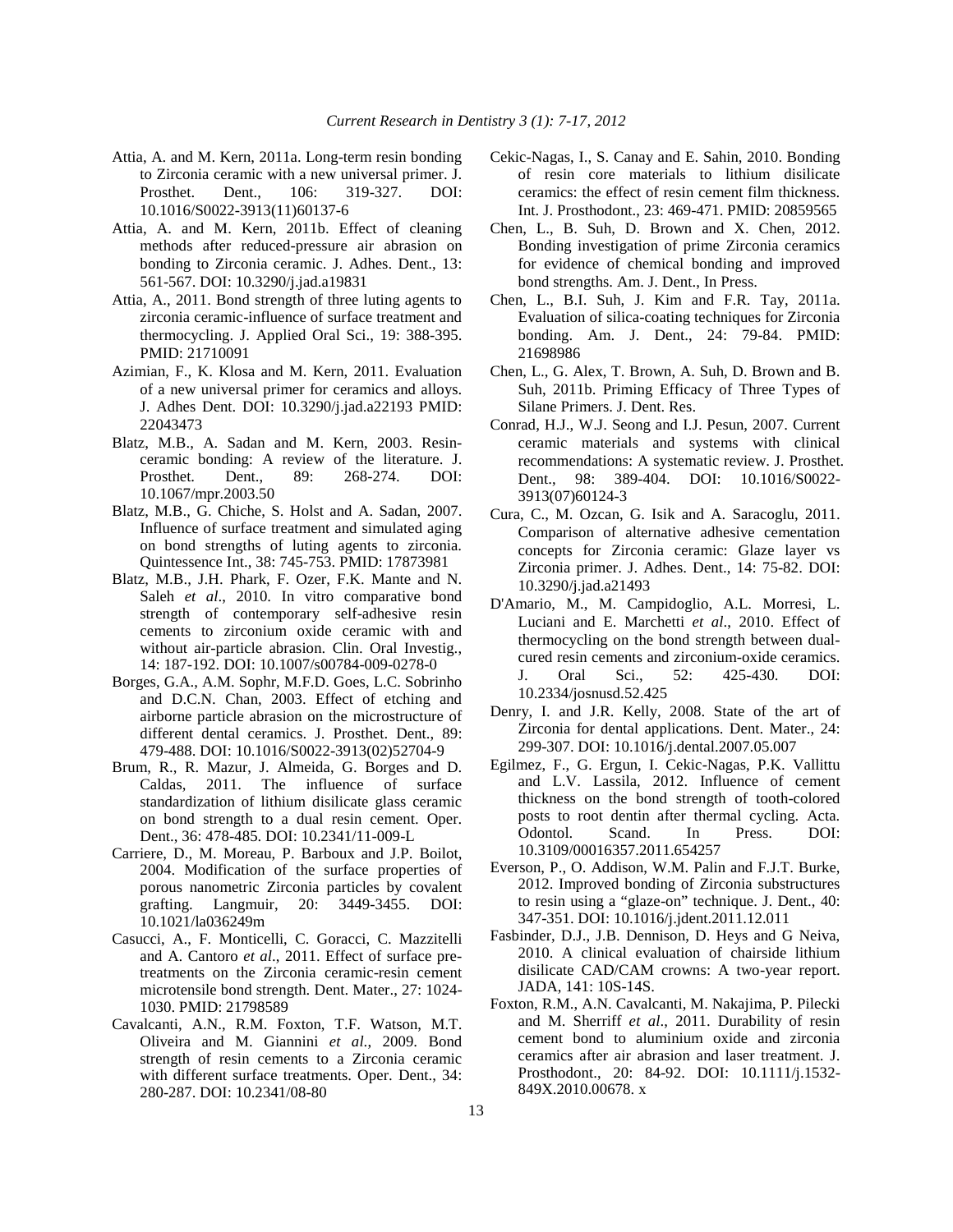Attia, A. and M. Kern, 2011a. Long-term resin bonding to Zirconia ceramic with a new universal primer. J. Prosthet. Dent., 106: 319-327. DOI: 10.1016/S0022-3913(11)60137-6

Attia, A. and M. Kern, 2011b. Effect of cleaning methods after reduced-pressure air abrasion on bonding to Zirconia ceramic. J. Adhes. Dent., 13: 561-567. DOI: 10.3290/j.jad.a19831

Attia, A., 2011. Bond strength of three luting agents to zirconia ceramic-influence of surface treatment and thermocycling. J. Applied Oral Sci., 19: 388-395. PMID: 21710091

Azimian, F., K. Klosa and M. Kern, 2011. Evaluation of a new universal primer for ceramics and alloys. J. Adhes Dent. DOI: 10.3290/j.jad.a22193 PMID: 22043473

Blatz, M.B., A. Sadan and M. Kern, 2003. Resin-ceramic bonding: A review of the literature. J. Prosthet. Dent., 89: 268-274. DOI: 10.1067/mpr.2003.50

Blatz, M.B., G. Chiche, S. Holst and A. Sadan, 2007. Influence of surface treatment and simulated aging on bond strengths of luting agents to zirconia. Quintessence Int., 38: 745-753. PMID: 17873981

Blatz, M.B., J.H. Phark, F. Ozer, F.K. Mante and N. Saleh *et al*., 2010. In vitro comparative bond strength of contemporary self-adhesive resin cements to zirconium oxide ceramic with and without air-particle abrasion. Clin. Oral Investig., 14: 187-192. DOI: 10.1007/s00784-009-0278-0

Borges, G.A., A.M. Sophr, M.F.D. Goes, L.C. Sobrinho and D.C.N. Chan, 2003. Effect of etching and airborne particle abrasion on the microstructure of different dental ceramics. J. Prosthet. Dent., 89: 479-488. DOI: 10.1016/S0022-3913(02)52704-9

Brum, R., R. Mazur, J. Almeida, G. Borges and D. Caldas, 2011. The influence of surface standardization of lithium disilicate glass ceramic on bond strength to a dual resin cement. Oper. Dent., 36: 478-485. DOI: 10.2341/11-009-L

Carriere, D., M. Moreau, P. Barboux and J.P. Boilot, 2004. Modification of the surface properties of porous nanometric Zirconia particles by covalent grafting. Langmuir, 20: 3449-3455. DOI: 10.1021/la036249m

Casucci, A., F. Monticelli, C. Goracci, C. Mazzitelli and A. Cantoro *et al*., 2011. Effect of surface pre-treatments on the Zirconia ceramic-resin cement microtensile bond strength. Dent. Mater., 27: 1024-1030. PMID: 21798589

Cavalcanti, A.N., R.M. Foxton, T.F. Watson, M.T. Oliveira and M. Giannini *et al*., 2009. Bond strength of resin cements to a Zirconia ceramic with different surface treatments. Oper. Dent., 34: 280-287. DOI: 10.2341/08-80

Cekic-Nagas, I., S. Canay and E. Sahin, 2010. Bonding of resin core materials to lithium disilicate ceramics: the effect of resin cement film thickness. Int. J. Prosthodont., 23: 469-471. PMID: 20859565

Chen, L., B. Suh, D. Brown and X. Chen, 2012. Bonding investigation of prime Zirconia ceramics for evidence of chemical bonding and improved bond strengths. Am. J. Dent., In Press.

Chen, L., B.I. Suh, J. Kim and F.R. Tay, 2011a. Evaluation of silica-coating techniques for Zirconia bonding. Am. J. Dent., 24: 79-84. PMID: 21698986

Chen, L., G. Alex, T. Brown, A. Suh, D. Brown and B. Suh, 2011b. Priming Efficacy of Three Types of Silane Primers. J. Dent. Res.

Conrad, H.J., W.J. Seong and I.J. Pesun, 2007. Current ceramic materials and systems with clinical recommendations: A systematic review. J. Prosthet. Dent., 98: 389-404. DOI: 10.1016/S0022-3913(07)60124-3

Cura, C., M. Ozcan, G. Isik and A. Saracoglu, 2011. Comparison of alternative adhesive cementation concepts for Zirconia ceramic: Glaze layer vs Zirconia primer. J. Adhes. Dent., 14: 75-82. DOI: 10.3290/j.jad.a21493

D'Amario, M., M. Campidoglio, A.L. Morresi, L. Luciani and E. Marchetti *et al*., 2010. Effect of thermocycling on the bond strength between dual-cured resin cements and zirconium-oxide ceramics. J. Oral Sci., 52: 425-430. DOI: 10.2334/josnusd.52.425

Denry, I. and J.R. Kelly, 2008. State of the art of Zirconia for dental applications. Dent. Mater., 24: 299-307. DOI: 10.1016/j.dental.2007.05.007

Egilmez, F., G. Ergun, I. Cekic-Nagas, P.K. Vallittu and L.V. Lassila, 2012. Influence of cement thickness on the bond strength of tooth-colored posts to root dentin after thermal cycling. Acta. Odontol. Scand. In Press. DOI: 10.3109/00016357.2011.654257

Everson, P., O. Addison, W.M. Palin and F.J.T. Burke, 2012. Improved bonding of Zirconia substructures to resin using a "glaze-on" technique. J. Dent., 40: 347-351. DOI: 10.1016/j.jdent.2011.12.011

Fasbinder, D.J., J.B. Dennison, D. Heys and G Neiva, 2010. A clinical evaluation of chairside lithium disilicate CAD/CAM crowns: A two-year report. JADA, 141: 10S-14S.

Foxton, R.M., A.N. Cavalcanti, M. Nakajima, P. Pilecki and M. Sherriff *et al*., 2011. Durability of resin cement bond to aluminium oxide and zirconia ceramics after air abrasion and laser treatment. J. Prosthodont., 20: 84-92. DOI: 10.1111/j.1532-849X.2010.00678. x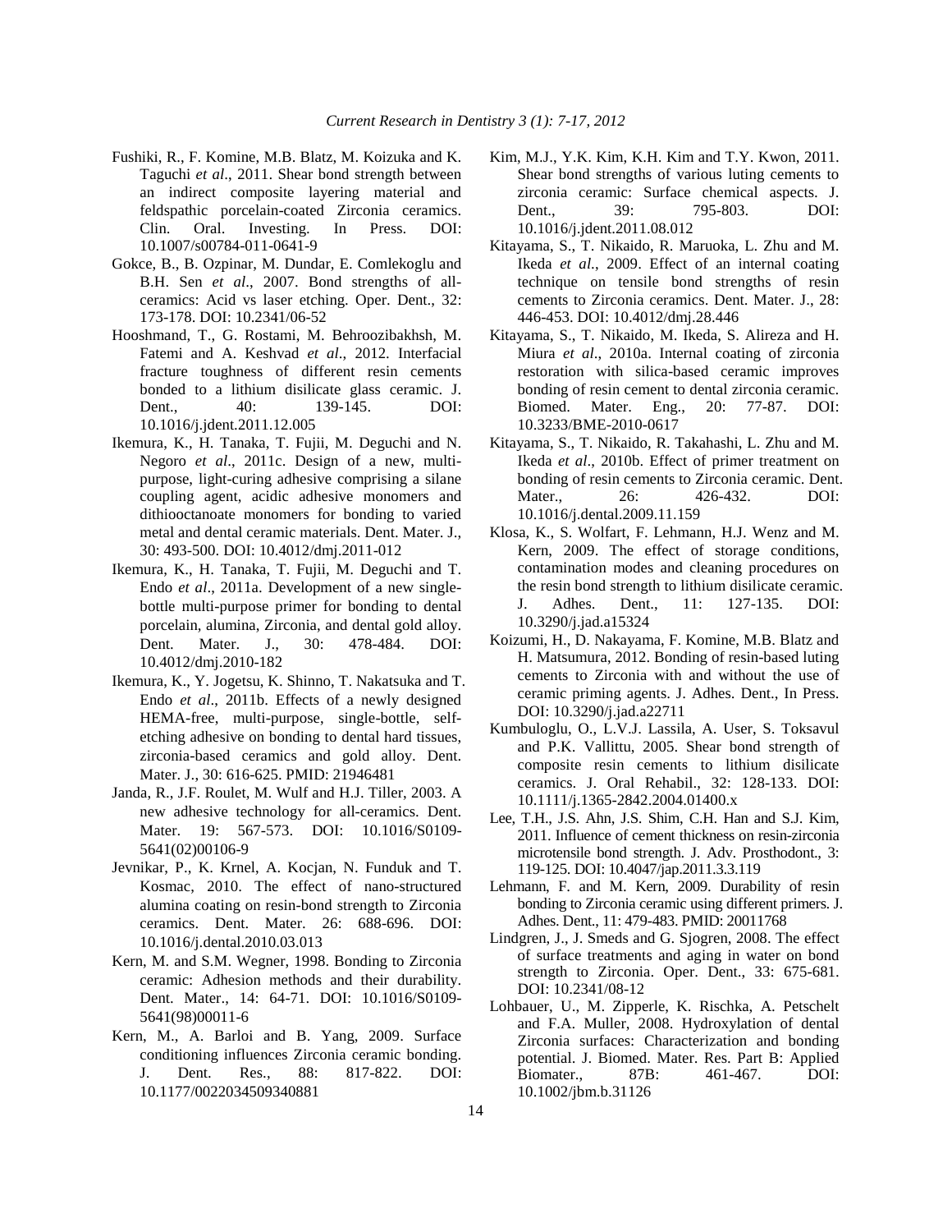Fushiki, R., F. Komine, M.B. Blatz, M. Koizuka and K. Taguchi *et al*., 2011. Shear bond strength between an indirect composite layering material and feldspathic porcelain-coated Zirconia ceramics. Clin. Oral. Investing. In Press. DOI: 10.1007/s00784-011-0641-9

Gokce, B., B. Ozpinar, M. Dundar, E. Comlekoglu and B.H. Sen *et al*., 2007. Bond strengths of all-ceramics: Acid vs laser etching. Oper. Dent., 32: 173-178. DOI: 10.2341/06-52

Hooshmand, T., G. Rostami, M. Behroozibakhsh, M. Fatemi and A. Keshvad *et al*., 2012. Interfacial fracture toughness of different resin cements bonded to a lithium disilicate glass ceramic. J. Dent., 40: 139-145. DOI: 10.1016/j.jdent.2011.12.005

Ikemura, K., H. Tanaka, T. Fujii, M. Deguchi and N. Negoro *et al*., 2011c. Design of a new, multi-purpose, light-curing adhesive comprising a silane coupling agent, acidic adhesive monomers and dithiooctanoate monomers for bonding to varied metal and dental ceramic materials. Dent. Mater. J., 30: 493-500. DOI: 10.4012/dmj.2011-012

Ikemura, K., H. Tanaka, T. Fujii, M. Deguchi and T. Endo *et al*., 2011a. Development of a new single-bottle multi-purpose primer for bonding to dental porcelain, alumina, Zirconia, and dental gold alloy. Dent. Mater. J., 30: 478-484. DOI: 10.4012/dmj.2010-182

Ikemura, K., Y. Jogetsu, K. Shinno, T. Nakatsuka and T. Endo *et al*., 2011b. Effects of a newly designed HEMA-free, multi-purpose, single-bottle, self-etching adhesive on bonding to dental hard tissues, zirconia-based ceramics and gold alloy. Dent. Mater. J., 30: 616-625. PMID: 21946481

Janda, R., J.F. Roulet, M. Wulf and H.J. Tiller, 2003. A new adhesive technology for all-ceramics. Dent. Mater. 19: 567-573. DOI: 10.1016/S0109-5641(02)00106-9

Jevnikar, P., K. Krnel, A. Kocjan, N. Funduk and T. Kosmac, 2010. The effect of nano-structured alumina coating on resin-bond strength to Zirconia ceramics. Dent. Mater. 26: 688-696. DOI: 10.1016/j.dental.2010.03.013

Kern, M. and S.M. Wegner, 1998. Bonding to Zirconia ceramic: Adhesion methods and their durability. Dent. Mater., 14: 64-71. DOI: 10.1016/S0109-5641(98)00011-6

Kern, M., A. Barloi and B. Yang, 2009. Surface conditioning influences Zirconia ceramic bonding. J. Dent. Res., 88: 817-822. DOI: 10.1177/0022034509340881

Kim, M.J., Y.K. Kim, K.H. Kim and T.Y. Kwon, 2011. Shear bond strengths of various luting cements to zirconia ceramic: Surface chemical aspects. J. Dent., 39: 795-803. DOI: 10.1016/j.jdent.2011.08.012

Kitayama, S., T. Nikaido, R. Maruoka, L. Zhu and M. Ikeda *et al*., 2009. Effect of an internal coating technique on tensile bond strengths of resin cements to Zirconia ceramics. Dent. Mater. J., 28: 446-453. DOI: 10.4012/dmj.28.446

Kitayama, S., T. Nikaido, M. Ikeda, S. Alireza and H. Miura *et al*., 2010a. Internal coating of zirconia restoration with silica-based ceramic improves bonding of resin cement to dental zirconia ceramic. Biomed. Mater. Eng., 20: 77-87. DOI: 10.3233/BME-2010-0617

Kitayama, S., T. Nikaido, R. Takahashi, L. Zhu and M. Ikeda *et al*., 2010b. Effect of primer treatment on bonding of resin cements to Zirconia ceramic. Dent. Mater., 26: 426-432. DOI: 10.1016/j.dental.2009.11.159

Klosa, K., S. Wolfart, F. Lehmann, H.J. Wenz and M. Kern, 2009. The effect of storage conditions, contamination modes and cleaning procedures on the resin bond strength to lithium disilicate ceramic. J. Adhes. Dent., 11: 127-135. DOI: 10.3290/j.jad.a15324

Koizumi, H., D. Nakayama, F. Komine, M.B. Blatz and H. Matsumura, 2012. Bonding of resin-based luting cements to Zirconia with and without the use of ceramic priming agents. J. Adhes. Dent., In Press. DOI: 10.3290/j.jad.a22711

Kumbuloglu, O., L.V.J. Lassila, A. User, S. Toksavul and P.K. Vallittu, 2005. Shear bond strength of composite resin cements to lithium disilicate ceramics. J. Oral Rehabil., 32: 128-133. DOI: 10.1111/j.1365-2842.2004.01400.x

Lee, T.H., J.S. Ahn, J.S. Shim, C.H. Han and S.J. Kim, 2011. Influence of cement thickness on resin-zirconia microtensile bond strength. J. Adv. Prosthodont., 3: 119-125. DOI: 10.4047/jap.2011.3.3.119

Lehmann, F. and M. Kern, 2009. Durability of resin bonding to Zirconia ceramic using different primers. J. Adhes. Dent., 11: 479-483. PMID: 20011768

Lindgren, J., J. Smeds and G. Sjogren, 2008. The effect of surface treatments and aging in water on bond strength to Zirconia. Oper. Dent., 33: 675-681. DOI: 10.2341/08-12

Lohbauer, U., M. Zipperle, K. Rischka, A. Petschelt and F.A. Muller, 2008. Hydroxylation of dental Zirconia surfaces: Characterization and bonding potential. J. Biomed. Mater. Res. Part B: Applied Biomater., 87B: 461-467. DOI: 10.1002/jbm.b.31126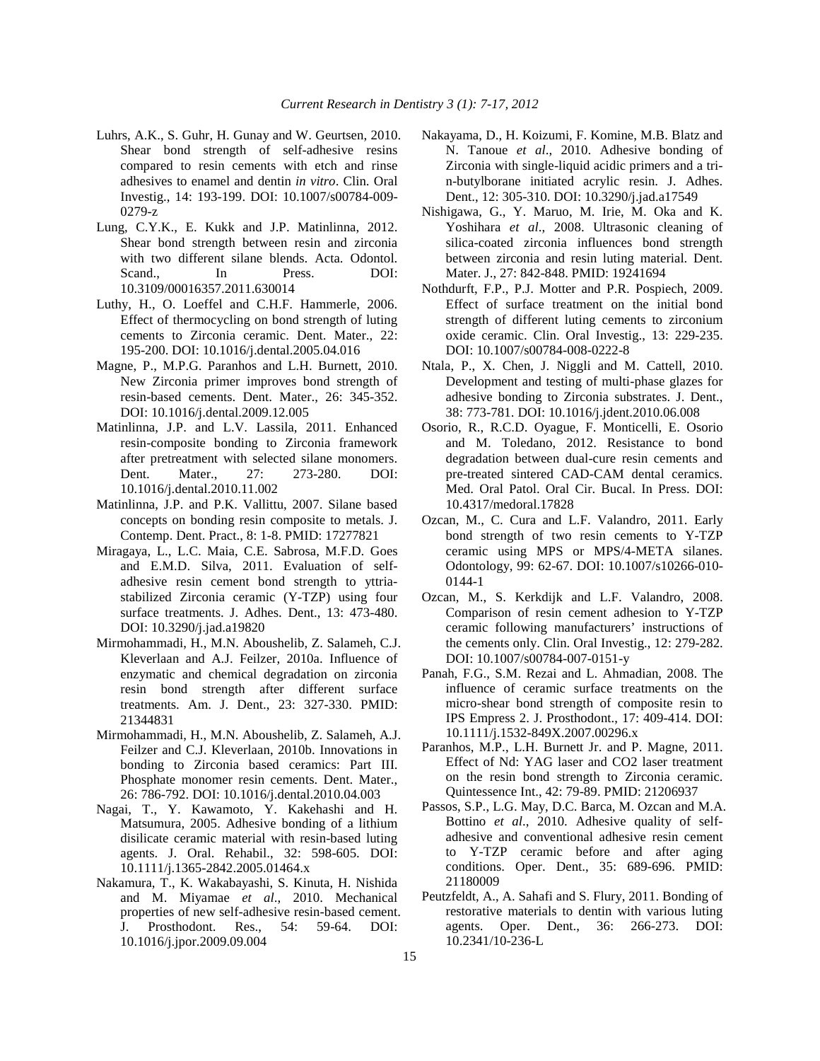Luhrs, A.K., S. Guhr, H. Gunay and W. Geurtsen, 2010. Shear bond strength of self-adhesive resins compared to resin cements with etch and rinse adhesives to enamel and dentin *in vitro*. Clin. Oral Investig., 14: 193-199. DOI: 10.1007/s00784-009-0279-z

Lung, C.Y.K., E. Kukk and J.P. Matinlinna, 2012. Shear bond strength between resin and zirconia with two different silane blends. Acta. Odontol. Scand., In Press. DOI: 10.3109/00016357.2011.630014

Luthy, H., O. Loeffel and C.H.F. Hammerle, 2006. Effect of thermocycling on bond strength of luting cements to Zirconia ceramic. Dent. Mater., 22: 195-200. DOI: 10.1016/j.dental.2005.04.016

Magne, P., M.P.G. Paranhos and L.H. Burnett, 2010. New Zirconia primer improves bond strength of resin-based cements. Dent. Mater., 26: 345-352. DOI: 10.1016/j.dental.2009.12.005

Matinlinna, J.P. and L.V. Lassila, 2011. Enhanced resin-composite bonding to Zirconia framework after pretreatment with selected silane monomers. Dent. Mater., 27: 273-280. DOI: 10.1016/j.dental.2010.11.002

Matinlinna, J.P. and P.K. Vallittu, 2007. Silane based concepts on bonding resin composite to metals. J. Contemp. Dent. Pract., 8: 1-8. PMID: 17277821

Miragaya, L., L.C. Maia, C.E. Sabrosa, M.F.D. Goes and E.M.D. Silva, 2011. Evaluation of self-adhesive resin cement bond strength to yttria-stabilized Zirconia ceramic (Y-TZP) using four surface treatments. J. Adhes. Dent., 13: 473-480. DOI: 10.3290/j.jad.a19820

Mirmohammadi, H., M.N. Aboushelib, Z. Salameh, C.J. Kleverlaan and A.J. Feilzer, 2010a. Influence of enzymatic and chemical degradation on zirconia resin bond strength after different surface treatments. Am. J. Dent., 23: 327-330. PMID: 21344831

Mirmohammadi, H., M.N. Aboushelib, Z. Salameh, A.J. Feilzer and C.J. Kleverlaan, 2010b. Innovations in bonding to Zirconia based ceramics: Part III. Phosphate monomer resin cements. Dent. Mater., 26: 786-792. DOI: 10.1016/j.dental.2010.04.003

Nagai, T., Y. Kawamoto, Y. Kakehashi and H. Matsumura, 2005. Adhesive bonding of a lithium disilicate ceramic material with resin-based luting agents. J. Oral. Rehabil., 32: 598-605. DOI: 10.1111/j.1365-2842.2005.01464.x

Nakamura, T., K. Wakabayashi, S. Kinuta, H. Nishida and M. Miyamae *et al*., 2010. Mechanical properties of new self-adhesive resin-based cement. J. Prosthodont. Res., 54: 59-64. DOI: 10.1016/j.jpor.2009.09.004

Nakayama, D., H. Koizumi, F. Komine, M.B. Blatz and N. Tanoue *et al*., 2010. Adhesive bonding of Zirconia with single-liquid acidic primers and a tri-n-butylborane initiated acrylic resin. J. Adhes. Dent., 12: 305-310. DOI: 10.3290/j.jad.a17549

Nishigawa, G., Y. Maruo, M. Irie, M. Oka and K. Yoshihara *et al*., 2008. Ultrasonic cleaning of silica-coated zirconia influences bond strength between zirconia and resin luting material. Dent. Mater. J., 27: 842-848. PMID: 19241694

Nothdurft, F.P., P.J. Motter and P.R. Pospiech, 2009. Effect of surface treatment on the initial bond strength of different luting cements to zirconium oxide ceramic. Clin. Oral Investig., 13: 229-235. DOI: 10.1007/s00784-008-0222-8

Ntala, P., X. Chen, J. Niggli and M. Cattell, 2010. Development and testing of multi-phase glazes for adhesive bonding to Zirconia substrates. J. Dent., 38: 773-781. DOI: 10.1016/j.jdent.2010.06.008

Osorio, R., R.C.D. Oyague, F. Monticelli, E. Osorio and M. Toledano, 2012. Resistance to bond degradation between dual-cure resin cements and pre-treated sintered CAD-CAM dental ceramics. Med. Oral Patol. Oral Cir. Bucal. In Press. DOI: 10.4317/medoral.17828

Ozcan, M., C. Cura and L.F. Valandro, 2011. Early bond strength of two resin cements to Y-TZP ceramic using MPS or MPS/4-META silanes. Odontology, 99: 62-67. DOI: 10.1007/s10266-010-0144-1

Ozcan, M., S. Kerkdijk and L.F. Valandro, 2008. Comparison of resin cement adhesion to Y-TZP ceramic following manufacturers' instructions of the cements only. Clin. Oral Investig., 12: 279-282. DOI: 10.1007/s00784-007-0151-y

Panah, F.G., S.M. Rezai and L. Ahmadian, 2008. The influence of ceramic surface treatments on the micro-shear bond strength of composite resin to IPS Empress 2. J. Prosthodont., 17: 409-414. DOI: 10.1111/j.1532-849X.2007.00296.x

Paranhos, M.P., L.H. Burnett Jr. and P. Magne, 2011. Effect of Nd: YAG laser and CO2 laser treatment on the resin bond strength to Zirconia ceramic. Quintessence Int., 42: 79-89. PMID: 21206937

Passos, S.P., L.G. May, D.C. Barca, M. Ozcan and M.A. Bottino *et al*., 2010. Adhesive quality of self-adhesive and conventional adhesive resin cement to Y-TZP ceramic before and after aging conditions. Oper. Dent., 35: 689-696. PMID: 21180009

Peutzfeldt, A., A. Sahafi and S. Flury, 2011. Bonding of restorative materials to dentin with various luting agents. Oper. Dent., 36: 266-273. DOI: 10.2341/10-236-L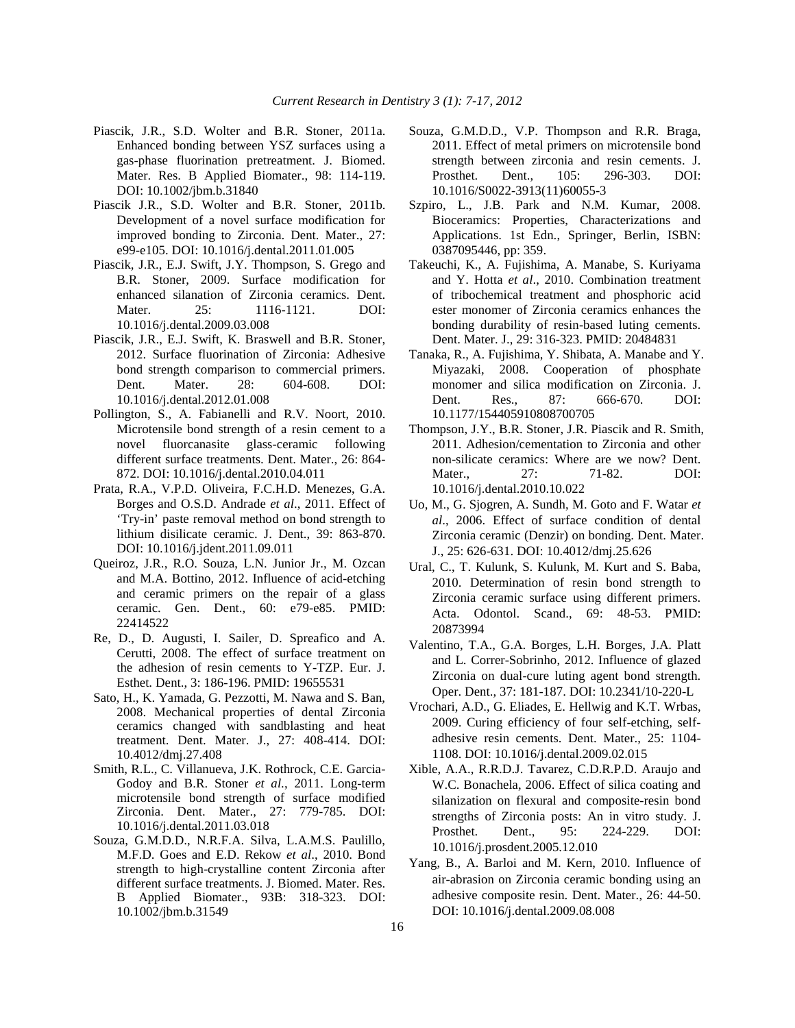Piascik, J.R., S.D. Wolter and B.R. Stoner, 2011a. Enhanced bonding between YSZ surfaces using a gas-phase fluorination pretreatment. J. Biomed. Mater. Res. B Applied Biomater., 98: 114-119. DOI: 10.1002/jbm.b.31840

Piascik J.R., S.D. Wolter and B.R. Stoner, 2011b. Development of a novel surface modification for improved bonding to Zirconia. Dent. Mater., 27: e99-e105. DOI: 10.1016/j.dental.2011.01.005

Piascik, J.R., E.J. Swift, J.Y. Thompson, S. Grego and B.R. Stoner, 2009. Surface modification for enhanced silanation of Zirconia ceramics. Dent. Mater. 25: 1116-1121. DOI: 10.1016/j.dental.2009.03.008

Piascik, J.R., E.J. Swift, K. Braswell and B.R. Stoner, 2012. Surface fluorination of Zirconia: Adhesive bond strength comparison to commercial primers. Dent. Mater. 28: 604-608. DOI: 10.1016/j.dental.2012.01.008

Pollington, S., A. Fabianelli and R.V. Noort, 2010. Microtensile bond strength of a resin cement to a novel fluorcanasite glass-ceramic following different surface treatments. Dent. Mater., 26: 864-872. DOI: 10.1016/j.dental.2010.04.011

Prata, R.A., V.P.D. Oliveira, F.C.H.D. Menezes, G.A. Borges and O.S.D. Andrade *et al*., 2011. Effect of 'Try-in' paste removal method on bond strength to lithium disilicate ceramic. J. Dent., 39: 863-870. DOI: 10.1016/j.jdent.2011.09.011

Queiroz, J.R., R.O. Souza, L.N. Junior Jr., M. Ozcan and M.A. Bottino, 2012. Influence of acid-etching and ceramic primers on the repair of a glass ceramic. Gen. Dent., 60: e79-e85. PMID: 22414522

Re, D., D. Augusti, I. Sailer, D. Spreafico and A. Cerutti, 2008. The effect of surface treatment on the adhesion of resin cements to Y-TZP. Eur. J. Esthet. Dent., 3: 186-196. PMID: 19655531

Sato, H., K. Yamada, G. Pezzotti, M. Nawa and S. Ban, 2008. Mechanical properties of dental Zirconia ceramics changed with sandblasting and heat treatment. Dent. Mater. J., 27: 408-414. DOI: 10.4012/dmj.27.408

Smith, R.L., C. Villanueva, J.K. Rothrock, C.E. Garcia-Godoy and B.R. Stoner *et al*., 2011. Long-term microtensile bond strength of surface modified Zirconia. Dent. Mater., 27: 779-785. DOI: 10.1016/j.dental.2011.03.018

Souza, G.M.D.D., N.R.F.A. Silva, L.A.M.S. Paulillo, M.F.D. Goes and E.D. Rekow *et al*., 2010. Bond strength to high-crystalline content Zirconia after different surface treatments. J. Biomed. Mater. Res. B Applied Biomater., 93B: 318-323. DOI: 10.1002/jbm.b.31549

Souza, G.M.D.D., V.P. Thompson and R.R. Braga, 2011. Effect of metal primers on microtensile bond strength between zirconia and resin cements. J. Prosthet. Dent., 105: 296-303. DOI: 10.1016/S0022-3913(11)60055-3

Szpiro, L., J.B. Park and N.M. Kumar, 2008. Bioceramics: Properties, Characterizations and Applications. 1st Edn., Springer, Berlin, ISBN: 0387095446, pp: 359.

Takeuchi, K., A. Fujishima, A. Manabe, S. Kuriyama and Y. Hotta *et al*., 2010. Combination treatment of tribochemical treatment and phosphoric acid ester monomer of Zirconia ceramics enhances the bonding durability of resin-based luting cements. Dent. Mater. J., 29: 316-323. PMID: 20484831

Tanaka, R., A. Fujishima, Y. Shibata, A. Manabe and Y. Miyazaki, 2008. Cooperation of phosphate monomer and silica modification on Zirconia. J. Dent. Res., 87: 666-670. DOI: 10.1177/154405910808700705

Thompson, J.Y., B.R. Stoner, J.R. Piascik and R. Smith, 2011. Adhesion/cementation to Zirconia and other non-silicate ceramics: Where are we now? Dent. Mater., 27: 71-82. DOI: 10.1016/j.dental.2010.10.022

Uo, M., G. Sjogren, A. Sundh, M. Goto and F. Watar *et al*., 2006. Effect of surface condition of dental Zirconia ceramic (Denzir) on bonding. Dent. Mater. J., 25: 626-631. DOI: 10.4012/dmj.25.626

Ural, C., T. Kulunk, S. Kulunk, M. Kurt and S. Baba, 2010. Determination of resin bond strength to Zirconia ceramic surface using different primers. Acta. Odontol. Scand., 69: 48-53. PMID: 20873994

Valentino, T.A., G.A. Borges, L.H. Borges, J.A. Platt and L. Correr-Sobrinho, 2012. Influence of glazed Zirconia on dual-cure luting agent bond strength. Oper. Dent., 37: 181-187. DOI: 10.2341/10-220-L

Vrochari, A.D., G. Eliades, E. Hellwig and K.T. Wrbas, 2009. Curing efficiency of four self-etching, self-adhesive resin cements. Dent. Mater., 25: 1104-1108. DOI: 10.1016/j.dental.2009.02.015

Xible, A.A., R.R.D.J. Tavarez, C.D.R.P.D. Araujo and W.C. Bonachela, 2006. Effect of silica coating and silanization on flexural and composite-resin bond strengths of Zirconia posts: An in vitro study. J. Prosthet. Dent., 95: 224-229. DOI: 10.1016/j.prosdent.2005.12.010

Yang, B., A. Barloi and M. Kern, 2010. Influence of air-abrasion on Zirconia ceramic bonding using an adhesive composite resin. Dent. Mater., 26: 44-50. DOI: 10.1016/j.dental.2009.08.008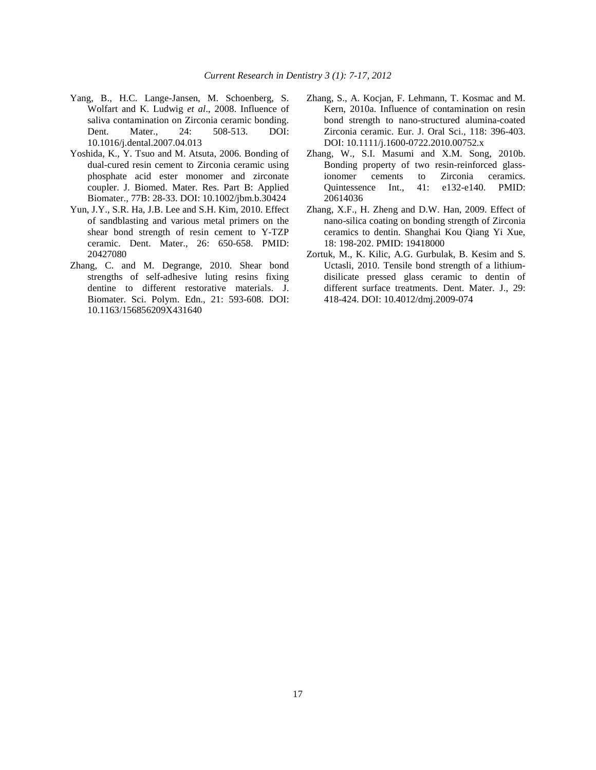Yang, B., H.C. Lange-Jansen, M. Schoenberg, S. Wolfart and K. Ludwig *et al*., 2008. Influence of saliva contamination on Zirconia ceramic bonding. Dent. Mater., 24: 508-513. DOI: 10.1016/j.dental.2007.04.013

Yoshida, K., Y. Tsuo and M. Atsuta, 2006. Bonding of dual-cured resin cement to Zirconia ceramic using phosphate acid ester monomer and zirconate coupler. J. Biomed. Mater. Res. Part B: Applied Biomater., 77B: 28-33. DOI: 10.1002/jbm.b.30424

Yun, J.Y., S.R. Ha, J.B. Lee and S.H. Kim, 2010. Effect of sandblasting and various metal primers on the shear bond strength of resin cement to Y-TZP ceramic. Dent. Mater., 26: 650-658. PMID: 20427080

Zhang, C. and M. Degrange, 2010. Shear bond strengths of self-adhesive luting resins fixing dentine to different restorative materials. J. Biomater. Sci. Polym. Edn., 21: 593-608. DOI: 10.1163/156856209X431640

Zhang, S., A. Kocjan, F. Lehmann, T. Kosmac and M. Kern, 2010a. Influence of contamination on resin bond strength to nano-structured alumina-coated Zirconia ceramic. Eur. J. Oral Sci., 118: 396-403. DOI: 10.1111/j.1600-0722.2010.00752.x

Zhang, W., S.I. Masumi and X.M. Song, 2010b. Bonding property of two resin-reinforced glass-ionomer cements to Zirconia ceramics. Quintessence Int., 41: e132-e140. PMID: 20614036

Zhang, X.F., H. Zheng and D.W. Han, 2009. Effect of nano-silica coating on bonding strength of Zirconia ceramics to dentin. Shanghai Kou Qiang Yi Xue, 18: 198-202. PMID: 19418000

Zortuk, M., K. Kilic, A.G. Gurbulak, B. Kesim and S. Uctasli, 2010. Tensile bond strength of a lithium-disilicate pressed glass ceramic to dentin of different surface treatments. Dent. Mater. J., 29: 418-424. DOI: 10.4012/dmj.2009-074